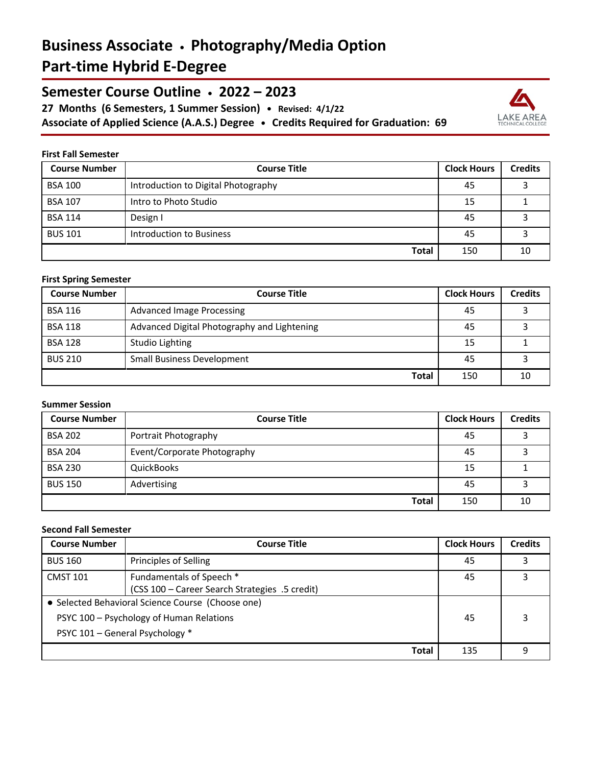# Business Associate • Photography/Media Option
# Part-time Hybrid E-Degree

## Semester Course Outline • 2022 – 2023

**27 Months (6 Semesters, 1 Summer Session) • Revised: 4/1/22**
**Associate of Applied Science (A.A.S.) Degree • Credits Required for Graduation: 69**

LAKE AREA TECHNICAL COLLEGE

**First Fall Semester**

| Course Number | Course Title | Clock Hours | Credits |
|---|---|---|---|
| BSA 100 | Introduction to Digital Photography | 45 | 3 |
| BSA 107 | Intro to Photo Studio | 15 | 1 |
| BSA 114 | Design I | 45 | 3 |
| BUS 101 | Introduction to Business | 45 | 3 |
| | **Total** | 150 | 10 |

**First Spring Semester**

| Course Number | Course Title | Clock Hours | Credits |
|---|---|---|---|
| BSA 116 | Advanced Image Processing | 45 | 3 |
| BSA 118 | Advanced Digital Photography and Lightening | 45 | 3 |
| BSA 128 | Studio Lighting | 15 | 1 |
| BUS 210 | Small Business Development | 45 | 3 |
| | **Total** | 150 | 10 |

**Summer Session**

| Course Number | Course Title | Clock Hours | Credits |
|---|---|---|---|
| BSA 202 | Portrait Photography | 45 | 3 |
| BSA 204 | Event/Corporate Photography | 45 | 3 |
| BSA 230 | QuickBooks | 15 | 1 |
| BUS 150 | Advertising | 45 | 3 |
| | **Total** | 150 | 10 |

**Second Fall Semester**

| Course Number | Course Title | Clock Hours | Credits |
|---|---|---|---|
| BUS 160 | Principles of Selling | 45 | 3 |
| CMST 101 | Fundamentals of Speech * (CSS 100 – Career Search Strategies .5 credit) | 45 | 3 |
| • Selected Behavioral Science Course (Choose one) PSYC 100 – Psychology of Human Relations PSYC 101 – General Psychology * | | 45 | 3 |
| | **Total** | 135 | 9 |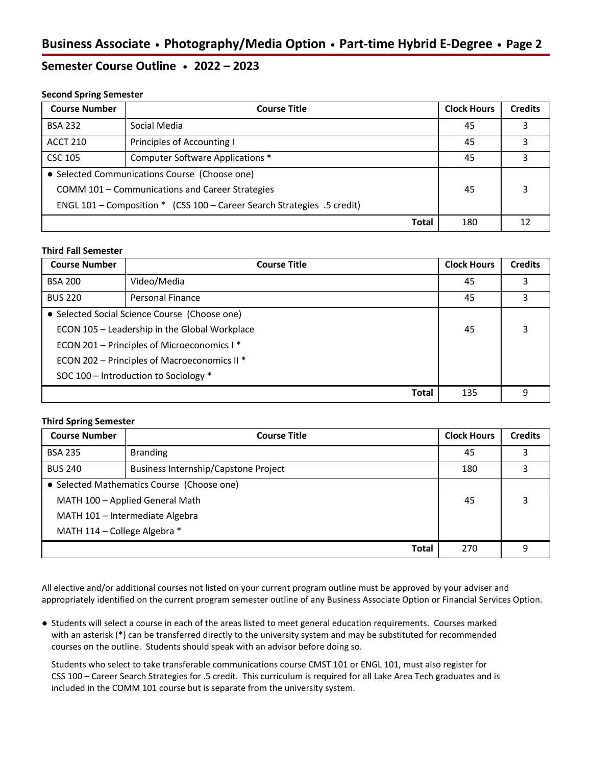## Business Associate • Photography/Media Option • Part-time Hybrid E-Degree • Page 2

## Semester Course Outline • 2022 – 2023

**Second Spring Semester**

| Course Number | Course Title | Clock Hours | Credits |
|---|---|---|---|
| BSA 232 | Social Media | 45 | 3 |
| ACCT 210 | Principles of Accounting I | 45 | 3 |
| CSC 105 | Computer Software Applications * | 45 | 3 |
| ● Selected Communications Course (Choose one)<br>COMM 101 – Communications and Career Strategies<br>ENGL 101 – Composition * (CSS 100 – Career Search Strategies .5 credit) | | 45 | 3 |
| | **Total** | 180 | 12 |

**Third Fall Semester**

| Course Number | Course Title | Clock Hours | Credits |
|---|---|---|---|
| BSA 200 | Video/Media | 45 | 3 |
| BUS 220 | Personal Finance | 45 | 3 |
| ● Selected Social Science Course (Choose one)<br>ECON 105 – Leadership in the Global Workplace<br>ECON 201 – Principles of Microeconomics I *<br>ECON 202 – Principles of Macroeconomics II *<br>SOC 100 – Introduction to Sociology * | | 45 | 3 |
| | **Total** | 135 | 9 |

**Third Spring Semester**

| Course Number | Course Title | Clock Hours | Credits |
|---|---|---|---|
| BSA 235 | Branding | 45 | 3 |
| BUS 240 | Business Internship/Capstone Project | 180 | 3 |
| ● Selected Mathematics Course (Choose one)<br>MATH 100 – Applied General Math<br>MATH 101 – Intermediate Algebra<br>MATH 114 – College Algebra * | | 45 | 3 |
| | **Total** | 270 | 9 |

All elective and/or additional courses not listed on your current program outline must be approved by your adviser and appropriately identified on the current program semester outline of any Business Associate Option or Financial Services Option.

● Students will select a course in each of the areas listed to meet general education requirements. Courses marked with an asterisk (*) can be transferred directly to the university system and may be substituted for recommended courses on the outline. Students should speak with an advisor before doing so.

Students who select to take transferable communications course CMST 101 or ENGL 101, must also register for CSS 100 – Career Search Strategies for .5 credit. This curriculum is required for all Lake Area Tech graduates and is included in the COMM 101 course but is separate from the university system.